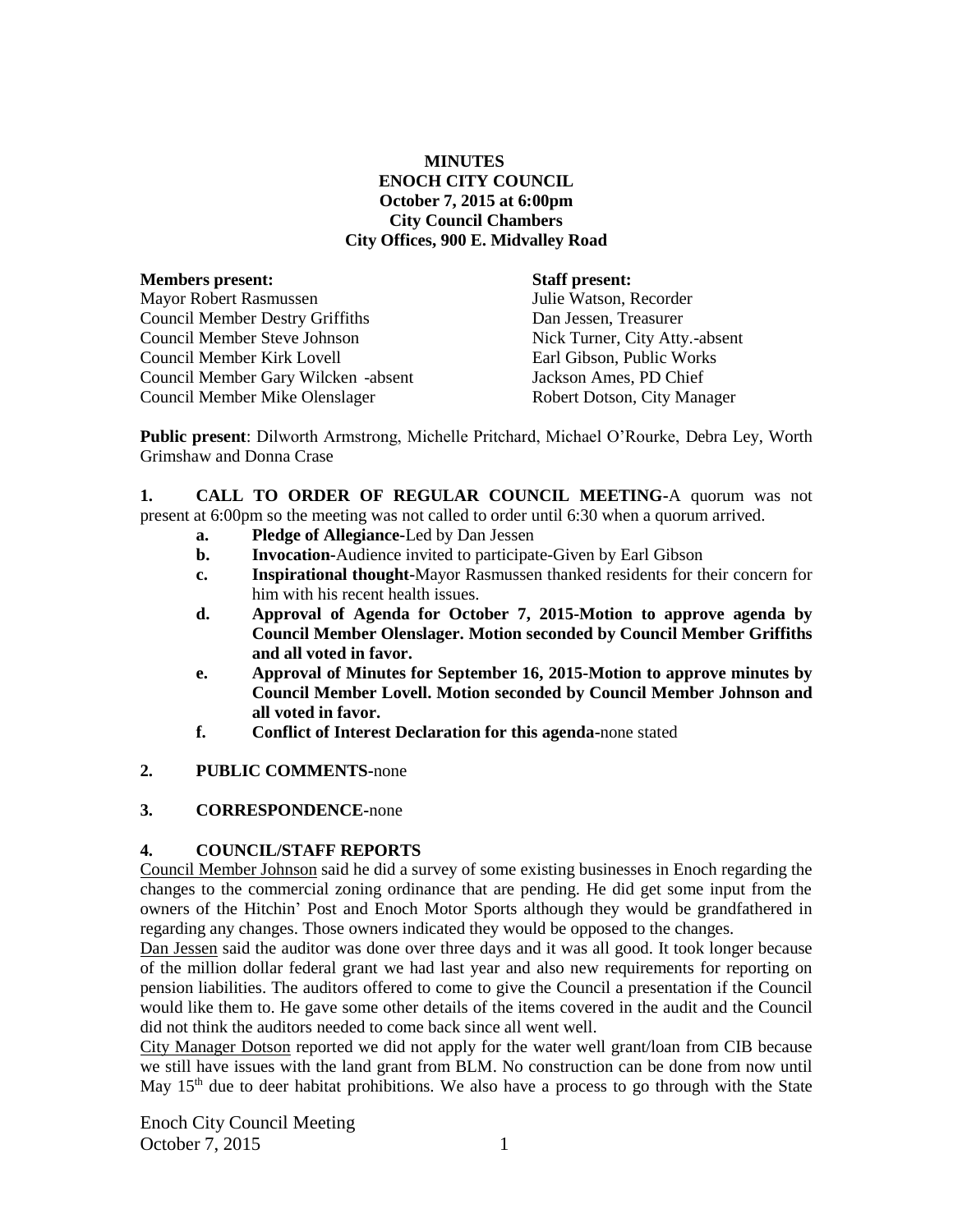# MINUTES
## ENOCH CITY COUNCIL
### October 7, 2015 at 6:00pm
### City Council Chambers
### City Offices, 900 E. Midvalley Road

| **Members present:** | **Staff present:** |
|---|---|
| Mayor Robert Rasmussen | Julie Watson, Recorder |
| Council Member Destry Griffiths | Dan Jessen, Treasurer |
| Council Member Steve Johnson | Nick Turner, City Atty.-absent |
| Council Member Kirk Lovell | Earl Gibson, Public Works |
| Council Member Gary Wilcken -absent | Jackson Ames, PD Chief |
| Council Member Mike Olenslager | Robert Dotson, City Manager |

**Public present**: Dilworth Armstrong, Michelle Pritchard, Michael O'Rourke, Debra Ley, Worth Grimshaw and Donna Crase

**1. CALL TO ORDER OF REGULAR COUNCIL MEETING**-A quorum was not present at 6:00pm so the meeting was not called to order until 6:30 when a quorum arrived.

- **a. Pledge of Allegiance-**Led by Dan Jessen
- **b. Invocation-**Audience invited to participate-Given by Earl Gibson
- **c. Inspirational thought-**Mayor Rasmussen thanked residents for their concern for him with his recent health issues.
- **d. Approval of Agenda for October 7, 2015-Motion to approve agenda by Council Member Olenslager. Motion seconded by Council Member Griffiths and all voted in favor.**
- **e. Approval of Minutes for September 16, 2015-Motion to approve minutes by Council Member Lovell. Motion seconded by Council Member Johnson and all voted in favor.**
- **f. Conflict of Interest Declaration for this agenda-**none stated

**2. PUBLIC COMMENTS-**none

**3. CORRESPONDENCE-**none

**4. COUNCIL/STAFF REPORTS**

Council Member Johnson said he did a survey of some existing businesses in Enoch regarding the changes to the commercial zoning ordinance that are pending. He did get some input from the owners of the Hitchin' Post and Enoch Motor Sports although they would be grandfathered in regarding any changes. Those owners indicated they would be opposed to the changes.

Dan Jessen said the auditor was done over three days and it was all good. It took longer because of the million dollar federal grant we had last year and also new requirements for reporting on pension liabilities. The auditors offered to come to give the Council a presentation if the Council would like them to. He gave some other details of the items covered in the audit and the Council did not think the auditors needed to come back since all went well.

City Manager Dotson reported we did not apply for the water well grant/loan from CIB because we still have issues with the land grant from BLM. No construction can be done from now until May 15th due to deer habitat prohibitions. We also have a process to go through with the State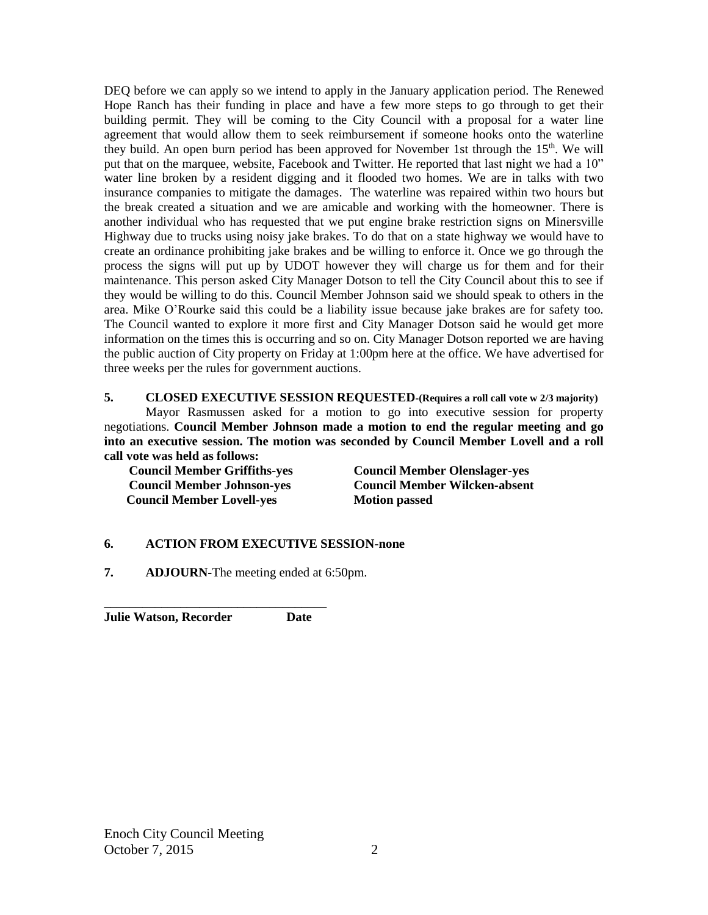DEQ before we can apply so we intend to apply in the January application period. The Renewed Hope Ranch has their funding in place and have a few more steps to go through to get their building permit. They will be coming to the City Council with a proposal for a water line agreement that would allow them to seek reimbursement if someone hooks onto the waterline they build. An open burn period has been approved for November 1st through the 15th. We will put that on the marquee, website, Facebook and Twitter. He reported that last night we had a 10" water line broken by a resident digging and it flooded two homes. We are in talks with two insurance companies to mitigate the damages. The waterline was repaired within two hours but the break created a situation and we are amicable and working with the homeowner. There is another individual who has requested that we put engine brake restriction signs on Minersville Highway due to trucks using noisy jake brakes. To do that on a state highway we would have to create an ordinance prohibiting jake brakes and be willing to enforce it. Once we go through the process the signs will put up by UDOT however they will charge us for them and for their maintenance. This person asked City Manager Dotson to tell the City Council about this to see if they would be willing to do this. Council Member Johnson said we should speak to others in the area. Mike O'Rourke said this could be a liability issue because jake brakes are for safety too. The Council wanted to explore it more first and City Manager Dotson said he would get more information on the times this is occurring and so on. City Manager Dotson reported we are having the public auction of City property on Friday at 1:00pm here at the office. We have advertised for three weeks per the rules for government auctions.

**5. CLOSED EXECUTIVE SESSION REQUESTED-(Requires a roll call vote w 2/3 majority)**

Mayor Rasmussen asked for a motion to go into executive session for property negotiations. **Council Member Johnson made a motion to end the regular meeting and go into an executive session. The motion was seconded by Council Member Lovell and a roll call vote was held as follows:**

**Council Member Griffiths-yes**
**Council Member Johnson-yes**
**Council Member Lovell-yes**
**Council Member Olenslager-yes**
**Council Member Wilcken-absent**
**Motion passed**

**6. ACTION FROM EXECUTIVE SESSION-none**

**7. ADJOURN-**The meeting ended at 6:50pm.

\_\_\_\_\_\_\_\_\_\_\_\_\_\_\_\_\_\_\_\_\_\_\_\_\_\_\_\_\_\_\_\_\_\_\_

**Julie Watson, Recorder          Date**